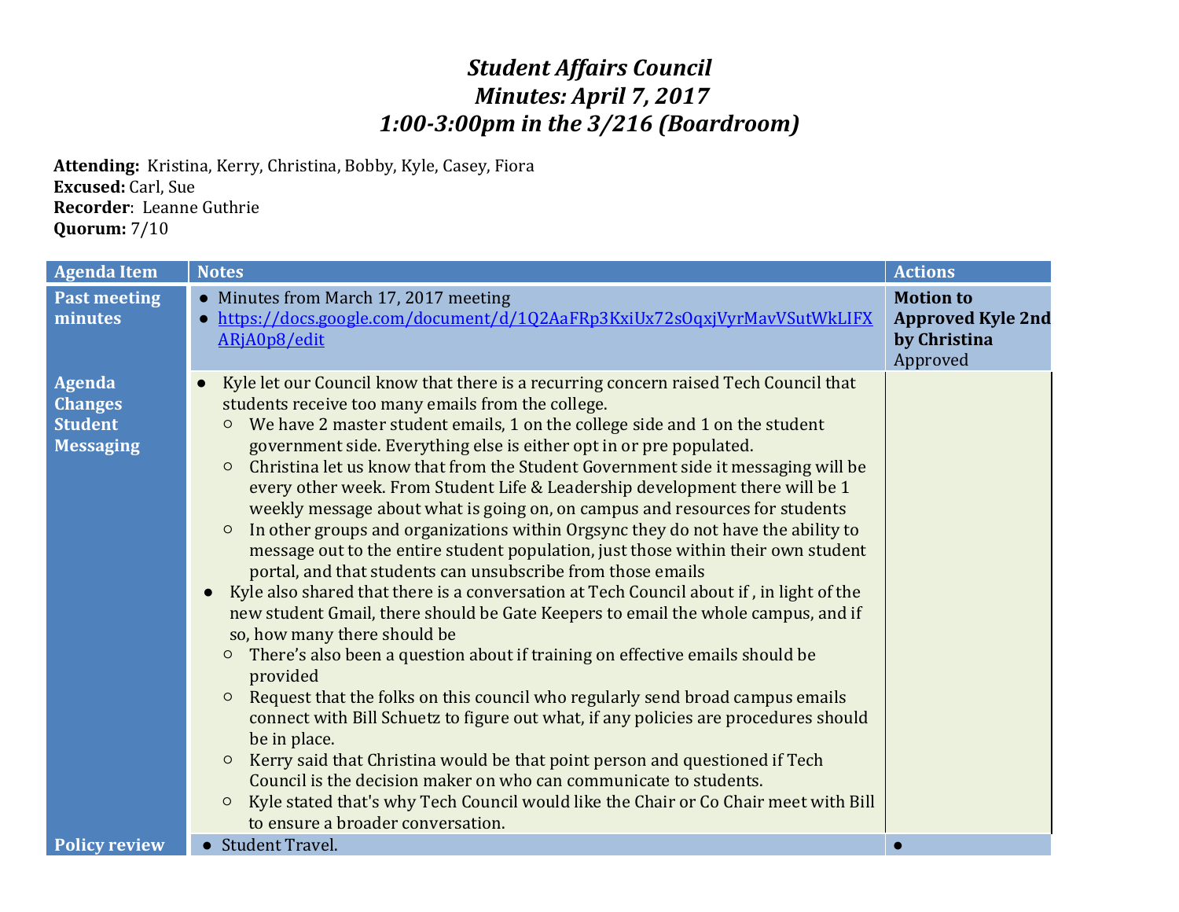# *Student Affairs Council*
# *Minutes: April 7, 2017*
# *1:00-3:00pm in the 3/216 (Boardroom)*

**Attending:** Kristina, Kerry, Christina, Bobby, Kyle, Casey, Fiora
**Excused:** Carl, Sue
**Recorder**: Leanne Guthrie
**Quorum:** 7/10

| Agenda Item | Notes | Actions |
|---|---|---|
| **Past meeting minutes** | • Minutes from March 17, 2017 meeting<br>• https://docs.google.com/document/d/1Q2AaFRp3KxiUx72sOqxjVyrMavVSutWkLIFXARjA0p8/edit | **Motion to Approved Kyle 2nd by Christina**<br>Approved |
| **Agenda Changes Student Messaging** | • Kyle let our Council know that there is a recurring concern raised Tech Council that students receive too many emails from the college.<br>&nbsp;&nbsp;○ We have 2 master student emails, 1 on the college side and 1 on the student government side. Everything else is either opt in or pre populated.<br>&nbsp;&nbsp;○ Christina let us know that from the Student Government side it messaging will be every other week. From Student Life & Leadership development there will be 1 weekly message about what is going on, on campus and resources for students<br>&nbsp;&nbsp;○ In other groups and organizations within Orgsync they do not have the ability to message out to the entire student population, just those within their own student portal, and that students can unsubscribe from those emails<br>• Kyle also shared that there is a conversation at Tech Council about if , in light of the new student Gmail, there should be Gate Keepers to email the whole campus, and if so, how many there should be<br>&nbsp;&nbsp;○ There's also been a question about if training on effective emails should be provided<br>&nbsp;&nbsp;○ Request that the folks on this council who regularly send broad campus emails connect with Bill Schuetz to figure out what, if any policies are procedures should be in place.<br>&nbsp;&nbsp;○ Kerry said that Christina would be that point person and questioned if Tech Council is the decision maker on who can communicate to students.<br>&nbsp;&nbsp;○ Kyle stated that's why Tech Council would like the Chair or Co Chair meet with Bill to ensure a broader conversation. | |
| **Policy review** | • Student Travel. | • |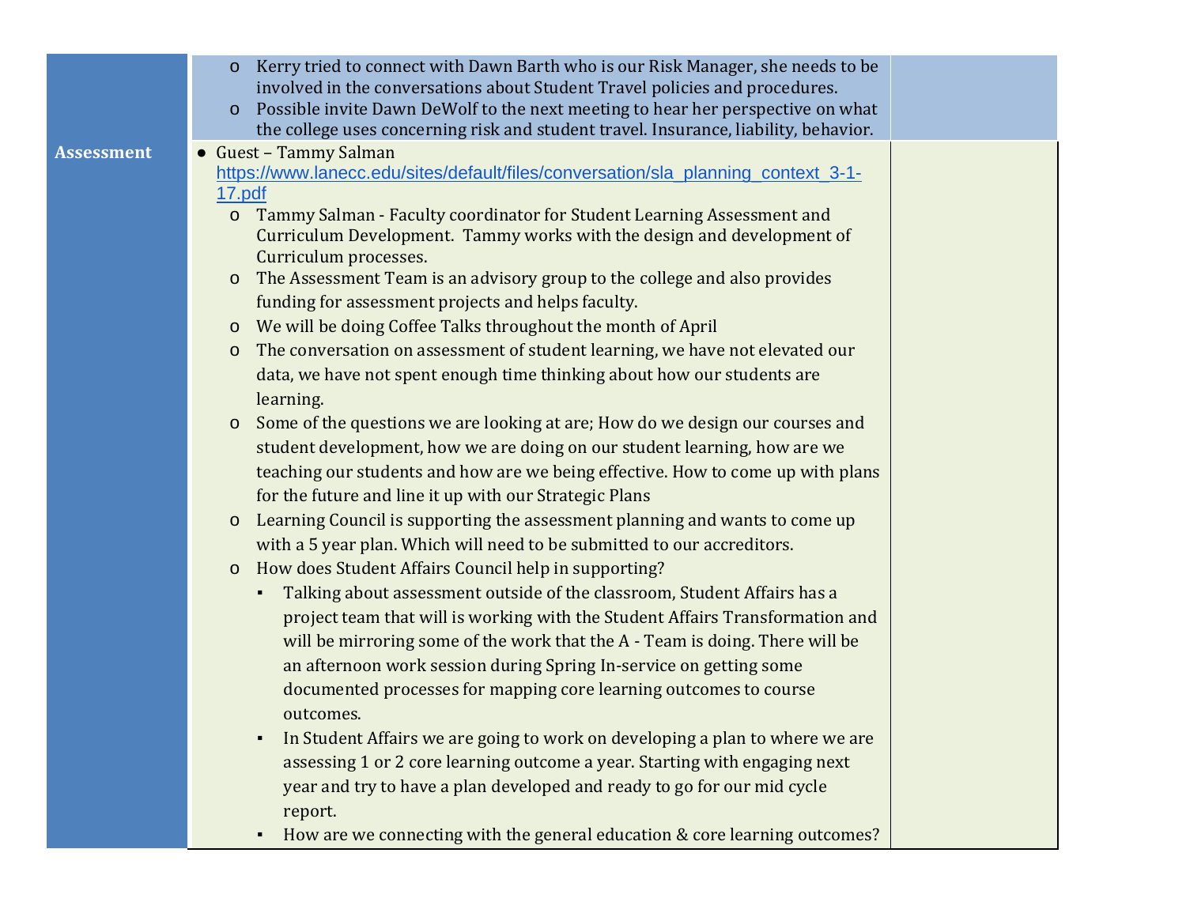| | | |
|---|---|---|
| | o Kerry tried to connect with Dawn Barth who is our Risk Manager, she needs to be involved in the conversations about Student Travel policies and procedures.<br>o Possible invite Dawn DeWolf to the next meeting to hear her perspective on what the college uses concerning risk and student travel. Insurance, liability, behavior. | |
| **Assessment** | • Guest – Tammy Salman https://www.lanecc.edu/sites/default/files/conversation/sla_planning_context_3-1-17.pdf<br>o Tammy Salman - Faculty coordinator for Student Learning Assessment and Curriculum Development. Tammy works with the design and development of Curriculum processes.<br>o The Assessment Team is an advisory group to the college and also provides funding for assessment projects and helps faculty.<br>o We will be doing Coffee Talks throughout the month of April<br>o The conversation on assessment of student learning, we have not elevated our data, we have not spent enough time thinking about how our students are learning.<br>o Some of the questions we are looking at are; How do we design our courses and student development, how we are doing on our student learning, how are we teaching our students and how are we being effective. How to come up with plans for the future and line it up with our Strategic Plans<br>o Learning Council is supporting the assessment planning and wants to come up with a 5 year plan. Which will need to be submitted to our accreditors.<br>o How does Student Affairs Council help in supporting?<br>▪ Talking about assessment outside of the classroom, Student Affairs has a project team that will is working with the Student Affairs Transformation and will be mirroring some of the work that the A - Team is doing. There will be an afternoon work session during Spring In-service on getting some documented processes for mapping core learning outcomes to course outcomes.<br>▪ In Student Affairs we are going to work on developing a plan to where we are assessing 1 or 2 core learning outcome a year. Starting with engaging next year and try to have a plan developed and ready to go for our mid cycle report.<br>▪ How are we connecting with the general education & core learning outcomes? | |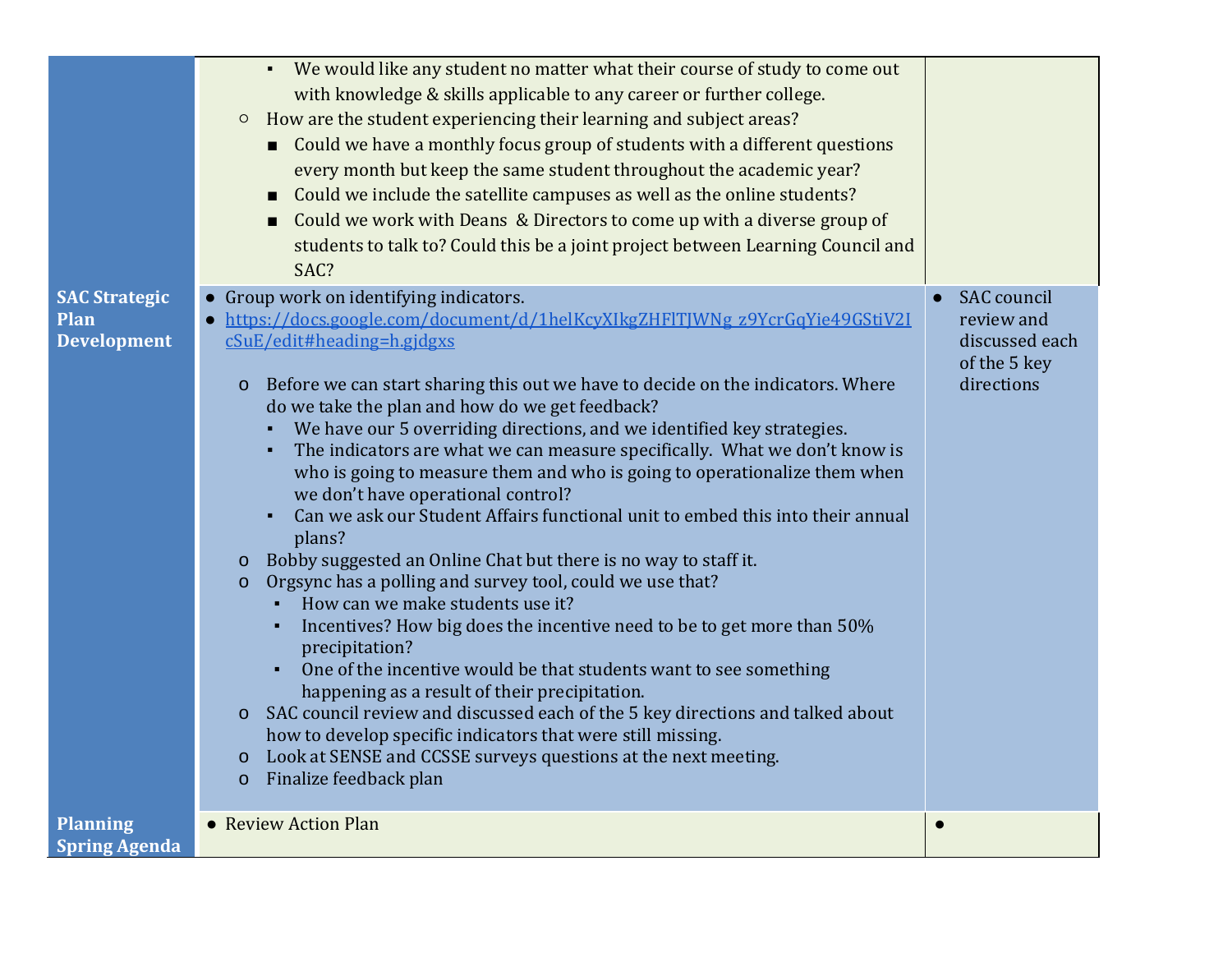| | | |
|---|---|---|
| | ▪ We would like any student no matter what their course of study to come out with knowledge & skills applicable to any career or further college.<br>○ How are the student experiencing their learning and subject areas?<br>■ Could we have a monthly focus group of students with a different questions every month but keep the same student throughout the academic year?<br>■ Could we include the satellite campuses as well as the online students?<br>■ Could we work with Deans & Directors to come up with a diverse group of students to talk to? Could this be a joint project between Learning Council and SAC? | |
| **SAC Strategic Plan Development** | ● Group work on identifying indicators.<br>● [https://docs.google.com/document/d/1helKcyXIkgZHFlTJWNg_z9YcrGqYie49GStiV2IcSuE/edit#heading=h.gjdgxs](https://docs.google.com/document/d/1helKcyXIkgZHFlTJWNg_z9YcrGqYie49GStiV2IcSuE/edit#heading=h.gjdgxs)<br>o Before we can start sharing this out we have to decide on the indicators. Where do we take the plan and how do we get feedback?<br>▪ We have our 5 overriding directions, and we identified key strategies.<br>▪ The indicators are what we can measure specifically. What we don't know is who is going to measure them and who is going to operationalize them when we don't have operational control?<br>▪ Can we ask our Student Affairs functional unit to embed this into their annual plans?<br>o Bobby suggested an Online Chat but there is no way to staff it.<br>o Orgsync has a polling and survey tool, could we use that?<br>▪ How can we make students use it?<br>▪ Incentives? How big does the incentive need to be to get more than 50% precipitation?<br>▪ One of the incentive would be that students want to see something happening as a result of their precipitation.<br>o SAC council review and discussed each of the 5 key directions and talked about how to develop specific indicators that were still missing.<br>o Look at SENSE and CCSSE surveys questions at the next meeting.<br>o Finalize feedback plan | ● SAC council review and discussed each of the 5 key directions |
| **Planning Spring Agenda** | ● Review Action Plan | ● |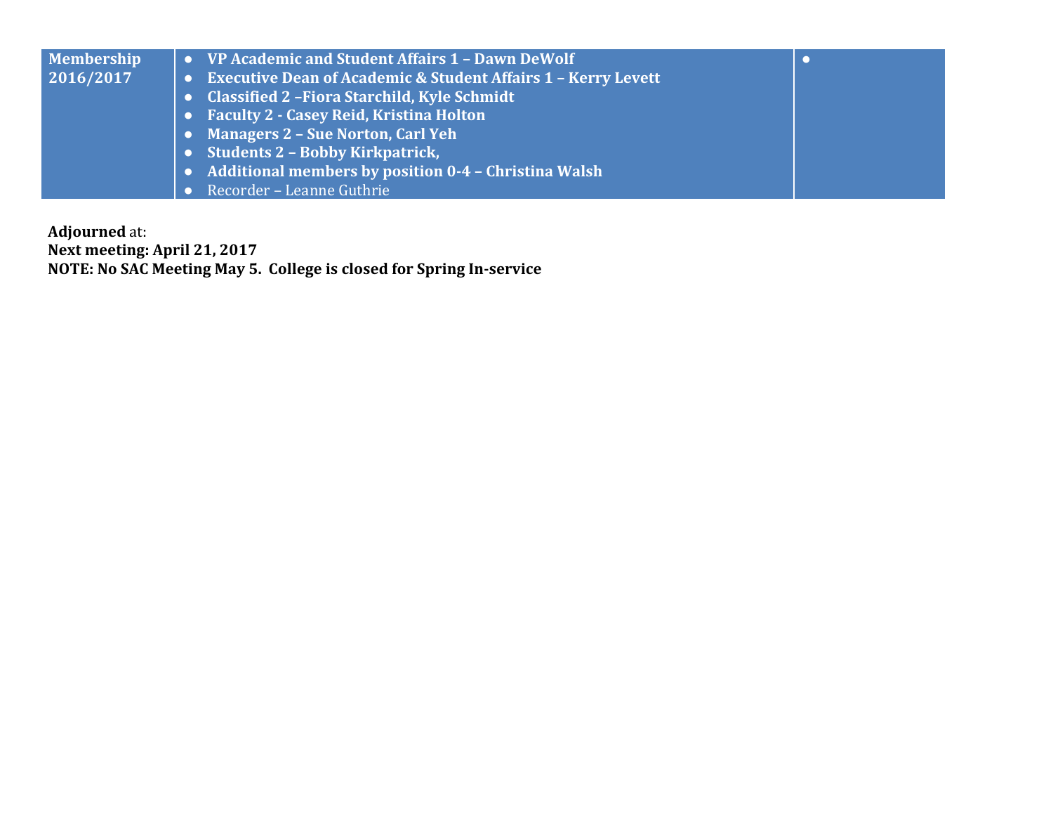| | | |
|---|---|---|
| **Membership 2016/2017** | • **VP Academic and Student Affairs 1 – Dawn DeWolf**<br>• **Executive Dean of Academic & Student Affairs 1 – Kerry Levett**<br>• **Classified 2 –Fiora Starchild, Kyle Schmidt**<br>• **Faculty 2 - Casey Reid, Kristina Holton**<br>• **Managers 2 – Sue Norton, Carl Yeh**<br>• **Students 2 – Bobby Kirkpatrick,**<br>• **Additional members by position 0-4 – Christina Walsh**<br>• Recorder – Leanne Guthrie | • |

**Adjourned** at:
**Next meeting: April 21, 2017**
**NOTE: No SAC Meeting May 5. College is closed for Spring In-service**